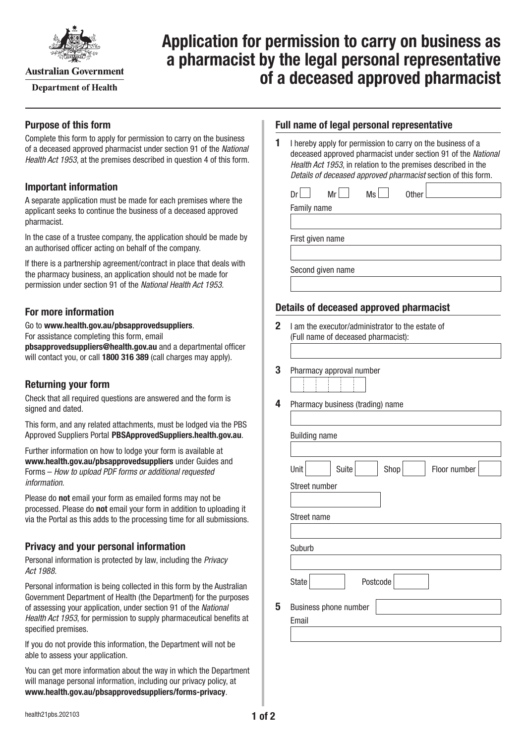Australian Government

Department of Health

# Application for permission to carry on business as a pharmacist by the legal personal representative of a deceased approved pharmacist

## Purpose of this form

Complete this form to apply for permission to carry on the business of a deceased approved pharmacist under section 91 of the *National Health Act 1953*, at the premises described in question 4 of this form.

## Important information

A separate application must be made for each premises where the applicant seeks to continue the business of a deceased approved pharmacist.

In the case of a trustee company, the application should be made by an authorised officer acting on behalf of the company.

If there is a partnership agreement/contract in place that deals with the pharmacy business, an application should not be made for permission under section 91 of the *National Health Act 1953.*

## For more information

Go to **www.health.gov.au/pbsapprovedsuppliers**.
For assistance completing this form, email **pbsapprovedsuppliers@health.gov.au** and a departmental officer will contact you, or call **1800 316 389** (call charges may apply).

## Returning your form

Check that all required questions are answered and the form is signed and dated.

This form, and any related attachments, must be lodged via the PBS Approved Suppliers Portal **PBSApprovedSuppliers.health.gov.au**.

Further information on how to lodge your form is available at **www.health.gov.au/pbsapprovedsuppliers** under Guides and Forms – *How to upload PDF forms or additional requested information*.

Please do **not** email your form as emailed forms may not be processed. Please do **not** email your form in addition to uploading it via the Portal as this adds to the processing time for all submissions.

## Privacy and your personal information

Personal information is protected by law, including the *Privacy Act 1988*.

Personal information is being collected in this form by the Australian Government Department of Health (the Department) for the purposes of assessing your application, under section 91 of the *National Health Act 1953*, for permission to supply pharmaceutical benefits at specified premises.

If you do not provide this information, the Department will not be able to assess your application.

You can get more information about the way in which the Department will manage personal information, including our privacy policy, at **www.health.gov.au/pbsapprovedsuppliers/forms-privacy**.

## Full name of legal personal representative

**1** I hereby apply for permission to carry on the business of a deceased approved pharmacist under section 91 of the *National Health Act 1953*, in relation to the premises described in the *Details of deceased approved pharmacist* section of this form.

Dr ☐ Mr ☐ Ms ☐ Other

Family name

First given name

Second given name

## Details of deceased approved pharmacist

**2** I am the executor/administrator to the estate of (Full name of deceased pharmacist):

**3** Pharmacy approval number

**4** Pharmacy business (trading) name

Building name

Unit Suite Shop Floor number

Street number

Street name

Suburb

State Postcode

**5** Business phone number

Email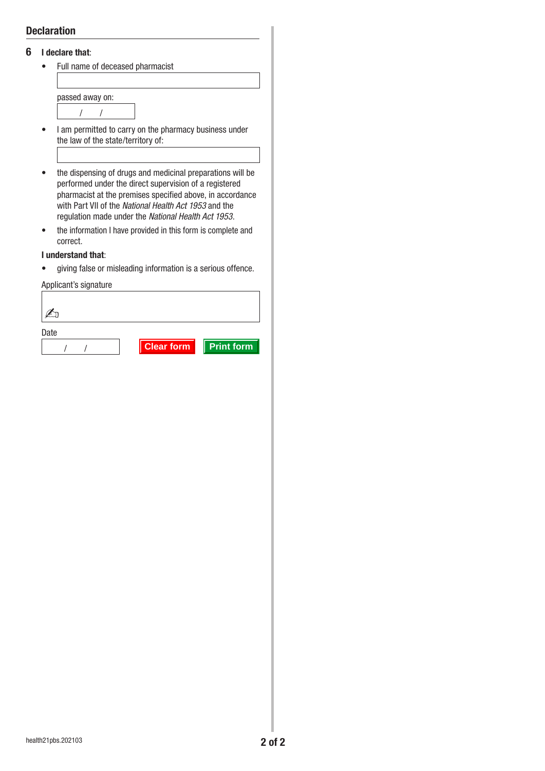## Declaration

**6** **I declare that**:

- Full name of deceased pharmacist

  passed away on:

  / /

- I am permitted to carry on the pharmacy business under the law of the state/territory of:

- the dispensing of drugs and medicinal preparations will be performed under the direct supervision of a registered pharmacist at the premises specified above, in accordance with Part VII of the *National Health Act 1953* and the regulation made under the *National Health Act 1953*.
- the information I have provided in this form is complete and correct.

**I understand that**:

- giving false or misleading information is a serious offence.

Applicant's signature

✍

Date

/ /

Clear form | Print form

health21pbs.202103